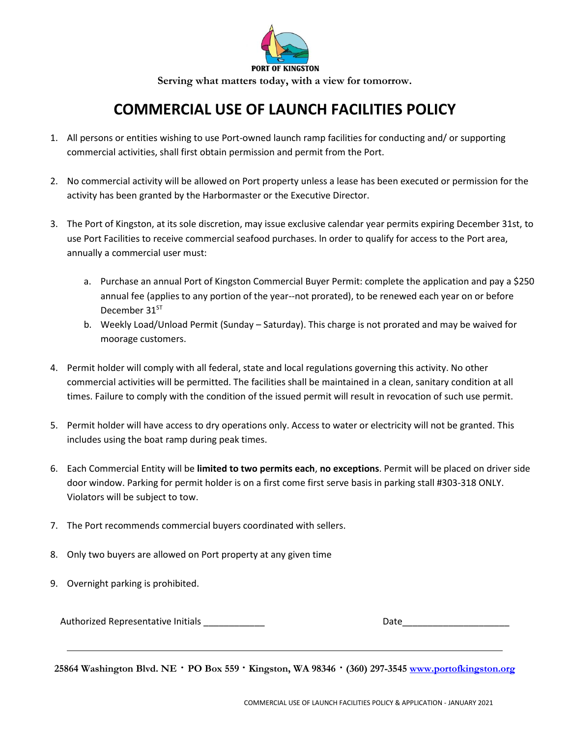PORT OF KINGSTON

**Serving what matters today, with a view for tomorrow.**

# COMMERCIAL USE OF LAUNCH FACILITIES POLICY

1. All persons or entities wishing to use Port-owned launch ramp facilities for conducting and/ or supporting commercial activities, shall first obtain permission and permit from the Port.

2. No commercial activity will be allowed on Port property unless a lease has been executed or permission for the activity has been granted by the Harbormaster or the Executive Director.

3. The Port of Kingston, at its sole discretion, may issue exclusive calendar year permits expiring December 31st, to use Port Facilities to receive commercial seafood purchases. In order to qualify for access to the Port area, annually a commercial user must:

   a. Purchase an annual Port of Kingston Commercial Buyer Permit: complete the application and pay a $250 annual fee (applies to any portion of the year--not prorated), to be renewed each year on or before December 31ST
   b. Weekly Load/Unload Permit (Sunday – Saturday). This charge is not prorated and may be waived for moorage customers.

4. Permit holder will comply with all federal, state and local regulations governing this activity. No other commercial activities will be permitted. The facilities shall be maintained in a clean, sanitary condition at all times. Failure to comply with the condition of the issued permit will result in revocation of such use permit.

5. Permit holder will have access to dry operations only. Access to water or electricity will not be granted. This includes using the boat ramp during peak times.

6. Each Commercial Entity will be **limited to two permits each**, **no exceptions**. Permit will be placed on driver side door window. Parking for permit holder is on a first come first serve basis in parking stall #303-318 ONLY. Violators will be subject to tow.

7. The Port recommends commercial buyers coordinated with sellers.

8. Only two buyers are allowed on Port property at any given time

9. Overnight parking is prohibited.

Authorized Representative Initials ____________ Date_____________________

**25864 Washington Blvd. NE • PO Box 559 • Kingston, WA 98346 • (360) 297-3545 www.portofkingston.org**

COMMERCIAL USE OF LAUNCH FACILITIES POLICY & APPLICATION - JANUARY 2021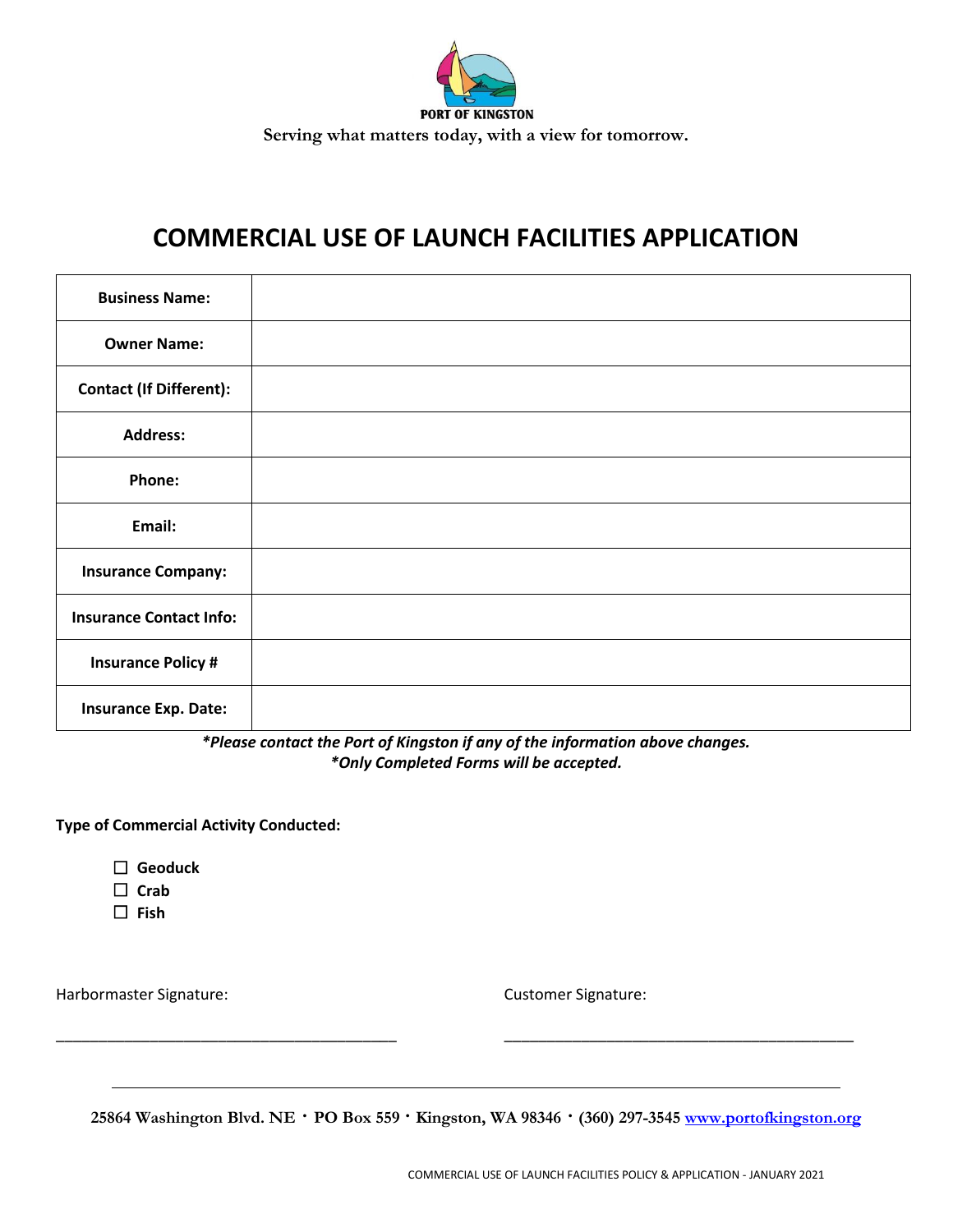PORT OF KINGSTON

Serving what matters today, with a view for tomorrow.

# COMMERCIAL USE OF LAUNCH FACILITIES APPLICATION

| | |
|---|---|
| **Business Name:** | |
| **Owner Name:** | |
| **Contact (If Different):** | |
| **Address:** | |
| **Phone:** | |
| **Email:** | |
| **Insurance Company:** | |
| **Insurance Contact Info:** | |
| **Insurance Policy #** | |
| **Insurance Exp. Date:** | |

***Please contact the Port of Kingston if any of the information above changes.***
***\*Only Completed Forms will be accepted.***

**Type of Commercial Activity Conducted:**

- ☐ **Geoduck**
- ☐ **Crab**
- ☐ **Fish**

Harbormaster Signature: ________________________________________

Customer Signature: ________________________________________

**25864 Washington Blvd. NE · PO Box 559 · Kingston, WA 98346 · (360) 297-3545 www.portofkingston.org**

COMMERCIAL USE OF LAUNCH FACILITIES POLICY & APPLICATION - JANUARY 2021